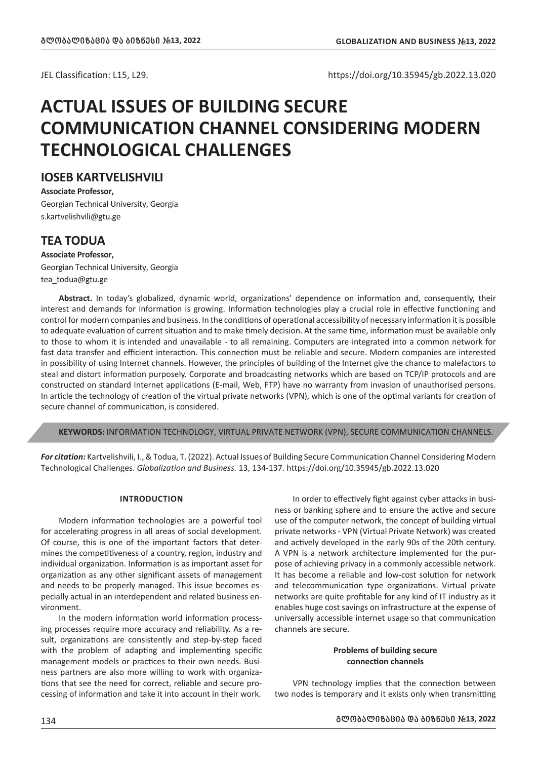JEL Classification: L15, L29.

https://doi.org/10.35945/gb.2022.13.020

# ACTUAL ISSUES OF BUILDING SECURE COMMUNICATION CHANNEL CONSIDERING MODERN TECHNOLOGICAL CHALLENGES

## IOSEB KARTVELISHVILI

**Associate Professor,**
Georgian Technical University, Georgia
s.kartvelishvili@gtu.ge

## TEA TODUA

**Associate Professor,**
Georgian Technical University, Georgia
tea_todua@gtu.ge

**Abstract.** In today's globalized, dynamic world, organizations' dependence on information and, consequently, their interest and demands for information is growing. Information technologies play a crucial role in effective functioning and control for modern companies and business. In the conditions of operational accessibility of necessary information it is possible to adequate evaluation of current situation and to make timely decision. At the same time, information must be available only to those to whom it is intended and unavailable - to all remaining. Computers are integrated into a common network for fast data transfer and efficient interaction. This connection must be reliable and secure. Modern companies are interested in possibility of using Internet channels. However, the principles of building of the Internet give the chance to malefactors to steal and distort information purposely. Corporate and broadcasting networks which are based on TCP/IP protocols and are constructed on standard Internet applications (E-mail, Web, FTP) have no warranty from invasion of unauthorised persons. In article the technology of creation of the virtual private networks (VPN), which is one of the optimal variants for creation of secure channel of communication, is considered.

**KEYWORDS:** INFORMATION TECHNOLOGY, VIRTUAL PRIVATE NETWORK (VPN), SECURE COMMUNICATION CHANNELS.

***For citation:*** Kartvelishvili, I., & Todua, T. (2022). Actual Issues of Building Secure Communication Channel Considering Modern Technological Challenges. *Globalization and Business.* 13, 134-137. https://doi.org/10.35945/gb.2022.13.020

### INTRODUCTION

Modern information technologies are a powerful tool for accelerating progress in all areas of social development. Of course, this is one of the important factors that determines the competitiveness of a country, region, industry and individual organization. Information is as important asset for organization as any other significant assets of management and needs to be properly managed. This issue becomes especially actual in an interdependent and related business environment.

In the modern information world information processing processes require more accuracy and reliability. As a result, organizations are consistently and step-by-step faced with the problem of adapting and implementing specific management models or practices to their own needs. Business partners are also more willing to work with organizations that see the need for correct, reliable and secure processing of information and take it into account in their work.

In order to effectively fight against cyber attacks in business or banking sphere and to ensure the active and secure use of the computer network, the concept of building virtual private networks - VPN (Virtual Private Network) was created and actively developed in the early 90s of the 20th century. A VPN is a network architecture implemented for the purpose of achieving privacy in a commonly accessible network. It has become a reliable and low-cost solution for network and telecommunication type organizations. Virtual private networks are quite profitable for any kind of IT industry as it enables huge cost savings on infrastructure at the expense of universally accessible internet usage so that communication channels are secure.

### Problems of building secure connection channels

VPN technology implies that the connection between two nodes is temporary and it exists only when transmitting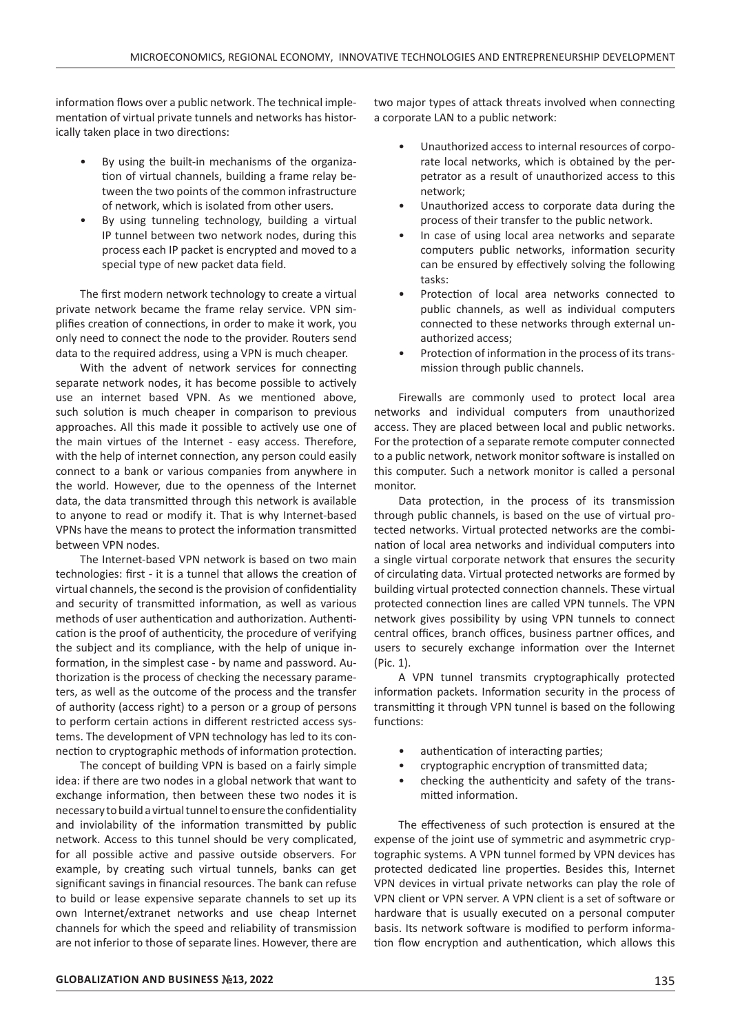information flows over a public network. The technical implementation of virtual private tunnels and networks has historically taken place in two directions:

- By using the built-in mechanisms of the organization of virtual channels, building a frame relay between the two points of the common infrastructure of network, which is isolated from other users.
- By using tunneling technology, building a virtual IP tunnel between two network nodes, during this process each IP packet is encrypted and moved to a special type of new packet data field.

The first modern network technology to create a virtual private network became the frame relay service. VPN simplifies creation of connections, in order to make it work, you only need to connect the node to the provider. Routers send data to the required address, using a VPN is much cheaper.

With the advent of network services for connecting separate network nodes, it has become possible to actively use an internet based VPN. As we mentioned above, such solution is much cheaper in comparison to previous approaches. All this made it possible to actively use one of the main virtues of the Internet - easy access. Therefore, with the help of internet connection, any person could easily connect to a bank or various companies from anywhere in the world. However, due to the openness of the Internet data, the data transmitted through this network is available to anyone to read or modify it. That is why Internet-based VPNs have the means to protect the information transmitted between VPN nodes.

The Internet-based VPN network is based on two main technologies: first - it is a tunnel that allows the creation of virtual channels, the second is the provision of confidentiality and security of transmitted information, as well as various methods of user authentication and authorization. Authentication is the proof of authenticity, the procedure of verifying the subject and its compliance, with the help of unique information, in the simplest case - by name and password. Authorization is the process of checking the necessary parameters, as well as the outcome of the process and the transfer of authority (access right) to a person or a group of persons to perform certain actions in different restricted access systems. The development of VPN technology has led to its connection to cryptographic methods of information protection.

The concept of building VPN is based on a fairly simple idea: if there are two nodes in a global network that want to exchange information, then between these two nodes it is necessary to build a virtual tunnel to ensure the confidentiality and inviolability of the information transmitted by public network. Access to this tunnel should be very complicated, for all possible active and passive outside observers. For example, by creating such virtual tunnels, banks can get significant savings in financial resources. The bank can refuse to build or lease expensive separate channels to set up its own Internet/extranet networks and use cheap Internet channels for which the speed and reliability of transmission are not inferior to those of separate lines. However, there are two major types of attack threats involved when connecting a corporate LAN to a public network:

- Unauthorized access to internal resources of corporate local networks, which is obtained by the perpetrator as a result of unauthorized access to this network;
- Unauthorized access to corporate data during the process of their transfer to the public network.
- In case of using local area networks and separate computers public networks, information security can be ensured by effectively solving the following tasks:
- Protection of local area networks connected to public channels, as well as individual computers connected to these networks through external unauthorized access;
- Protection of information in the process of its transmission through public channels.

Firewalls are commonly used to protect local area networks and individual computers from unauthorized access. They are placed between local and public networks. For the protection of a separate remote computer connected to a public network, network monitor software is installed on this computer. Such a network monitor is called a personal monitor.

Data protection, in the process of its transmission through public channels, is based on the use of virtual protected networks. Virtual protected networks are the combination of local area networks and individual computers into a single virtual corporate network that ensures the security of circulating data. Virtual protected networks are formed by building virtual protected connection channels. These virtual protected connection lines are called VPN tunnels. The VPN network gives possibility by using VPN tunnels to connect central offices, branch offices, business partner offices, and users to securely exchange information over the Internet (Pic. 1).

A VPN tunnel transmits cryptographically protected information packets. Information security in the process of transmitting it through VPN tunnel is based on the following functions:

- authentication of interacting parties;
- cryptographic encryption of transmitted data;
- checking the authenticity and safety of the transmitted information.

The effectiveness of such protection is ensured at the expense of the joint use of symmetric and asymmetric cryptographic systems. A VPN tunnel formed by VPN devices has protected dedicated line properties. Besides this, Internet VPN devices in virtual private networks can play the role of VPN client or VPN server. A VPN client is a set of software or hardware that is usually executed on a personal computer basis. Its network software is modified to perform information flow encryption and authentication, which allows this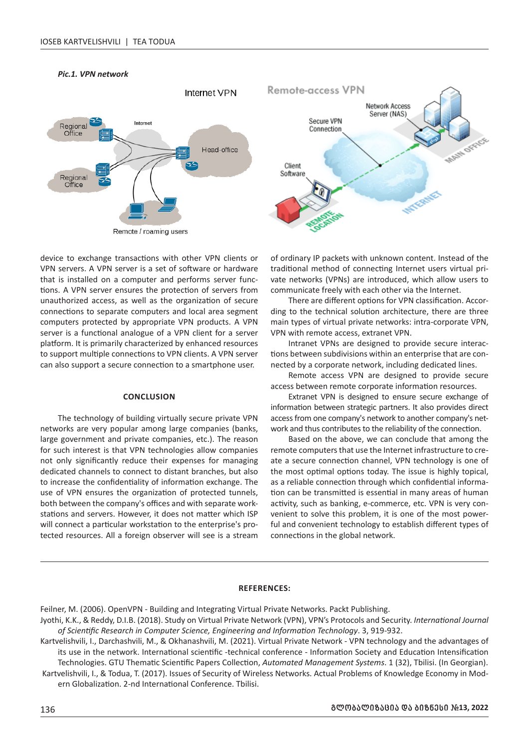*Pic.1. VPN network*

device to exchange transactions with other VPN clients or VPN servers. A VPN server is a set of software or hardware that is installed on a computer and performs server functions. A VPN server ensures the protection of servers from unauthorized access, as well as the organization of secure connections to separate computers and local area segment computers protected by appropriate VPN products. A VPN server is a functional analogue of a VPN client for a server platform. It is primarily characterized by enhanced resources to support multiple connections to VPN clients. A VPN server can also support a secure connection to a smartphone user.

## CONCLUSION

The technology of building virtually secure private VPN networks are very popular among large companies (banks, large government and private companies, etc.). The reason for such interest is that VPN technologies allow companies not only significantly reduce their expenses for managing dedicated channels to connect to distant branches, but also to increase the confidentiality of information exchange. The use of VPN ensures the organization of protected tunnels, both between the company's offices and with separate workstations and servers. However, it does not matter which ISP will connect a particular workstation to the enterprise's protected resources. All a foreign observer will see is a stream of ordinary IP packets with unknown content. Instead of the traditional method of connecting Internet users virtual private networks (VPNs) are introduced, which allow users to communicate freely with each other via the Internet.

There are different options for VPN classification. According to the technical solution architecture, there are three main types of virtual private networks: intra-corporate VPN, VPN with remote access, extranet VPN.

Intranet VPNs are designed to provide secure interactions between subdivisions within an enterprise that are connected by a corporate network, including dedicated lines.

Remote access VPN are designed to provide secure access between remote corporate information resources.

Extranet VPN is designed to ensure secure exchange of information between strategic partners. It also provides direct access from one company's network to another company's network and thus contributes to the reliability of the connection.

Based on the above, we can conclude that among the remote computers that use the Internet infrastructure to create a secure connection channel, VPN technology is one of the most optimal options today. The issue is highly topical, as a reliable connection through which confidential information can be transmitted is essential in many areas of human activity, such as banking, e-commerce, etc. VPN is very convenient to solve this problem, it is one of the most powerful and convenient technology to establish different types of connections in the global network.

## REFERENCES:

Feilner, M. (2006). OpenVPN - Building and Integrating Virtual Private Networks. Packt Publishing.

Jyothi, K.K., & Reddy, D.I.B. (2018). Study on Virtual Private Network (VPN), VPN's Protocols and Security. *International Journal of Scientific Research in Computer Science, Engineering and Information Technology*. 3, 919-932.

Kartvelishvili, I., Darchashvili, M., & Okhanashvili, M. (2021). Virtual Private Network - VPN technology and the advantages of its use in the network. International scientific -technical conference - Information Society and Education Intensification Technologies. GTU Thematic Scientific Papers Collection, *Automated Management Systems*. 1 (32), Tbilisi. (In Georgian).

Kartvelishvili, I., & Todua, T. (2017). Issues of Security of Wireless Networks. Actual Problems of Knowledge Economy in Modern Globalization. 2-nd International Conference. Tbilisi.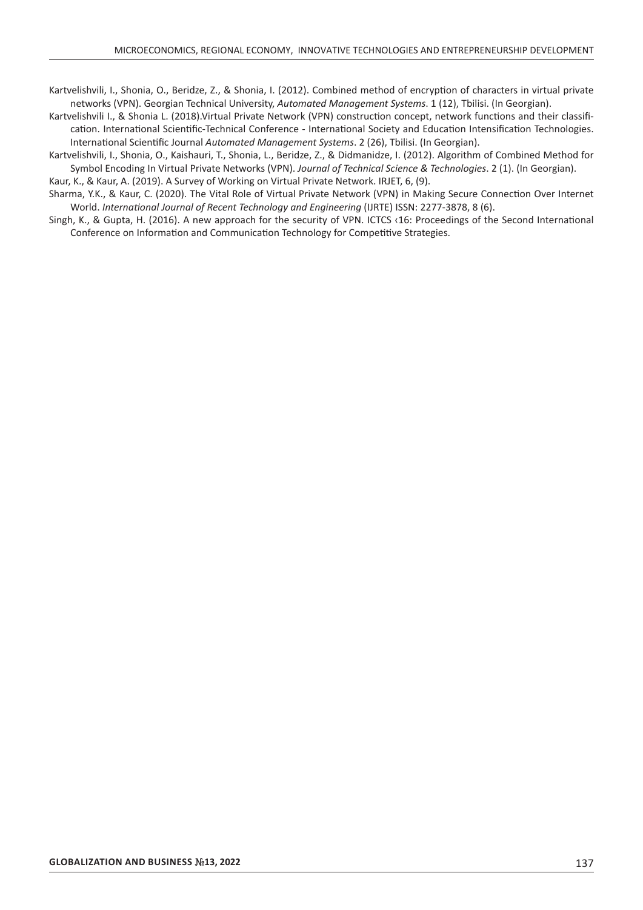Kartvelishvili, I., Shonia, O., Beridze, Z., & Shonia, I. (2012). Combined method of encryption of characters in virtual private networks (VPN). Georgian Technical University, *Automated Management Systems*. 1 (12), Tbilisi. (In Georgian).

Kartvelishvili I., & Shonia L. (2018).Virtual Private Network (VPN) construction concept, network functions and their classification. International Scientific-Technical Conference - International Society and Education Intensification Technologies. International Scientific Journal *Automated Management Systems*. 2 (26), Tbilisi. (In Georgian).

Kartvelishvili, I., Shonia, O., Kaishauri, T., Shonia, L., Beridze, Z., & Didmanidze, I. (2012). Algorithm of Combined Method for Symbol Encoding In Virtual Private Networks (VPN). *Journal of Technical Science & Technologies*. 2 (1). (In Georgian).

Kaur, K., & Kaur, A. (2019). A Survey of Working on Virtual Private Network. IRJET, 6, (9).

Sharma, Y.K., & Kaur, C. (2020). The Vital Role of Virtual Private Network (VPN) in Making Secure Connection Over Internet World. *International Journal of Recent Technology and Engineering* (IJRTE) ISSN: 2277-3878, 8 (6).

Singh, K., & Gupta, H. (2016). A new approach for the security of VPN. ICTCS ‹16: Proceedings of the Second International Conference on Information and Communication Technology for Competitive Strategies.